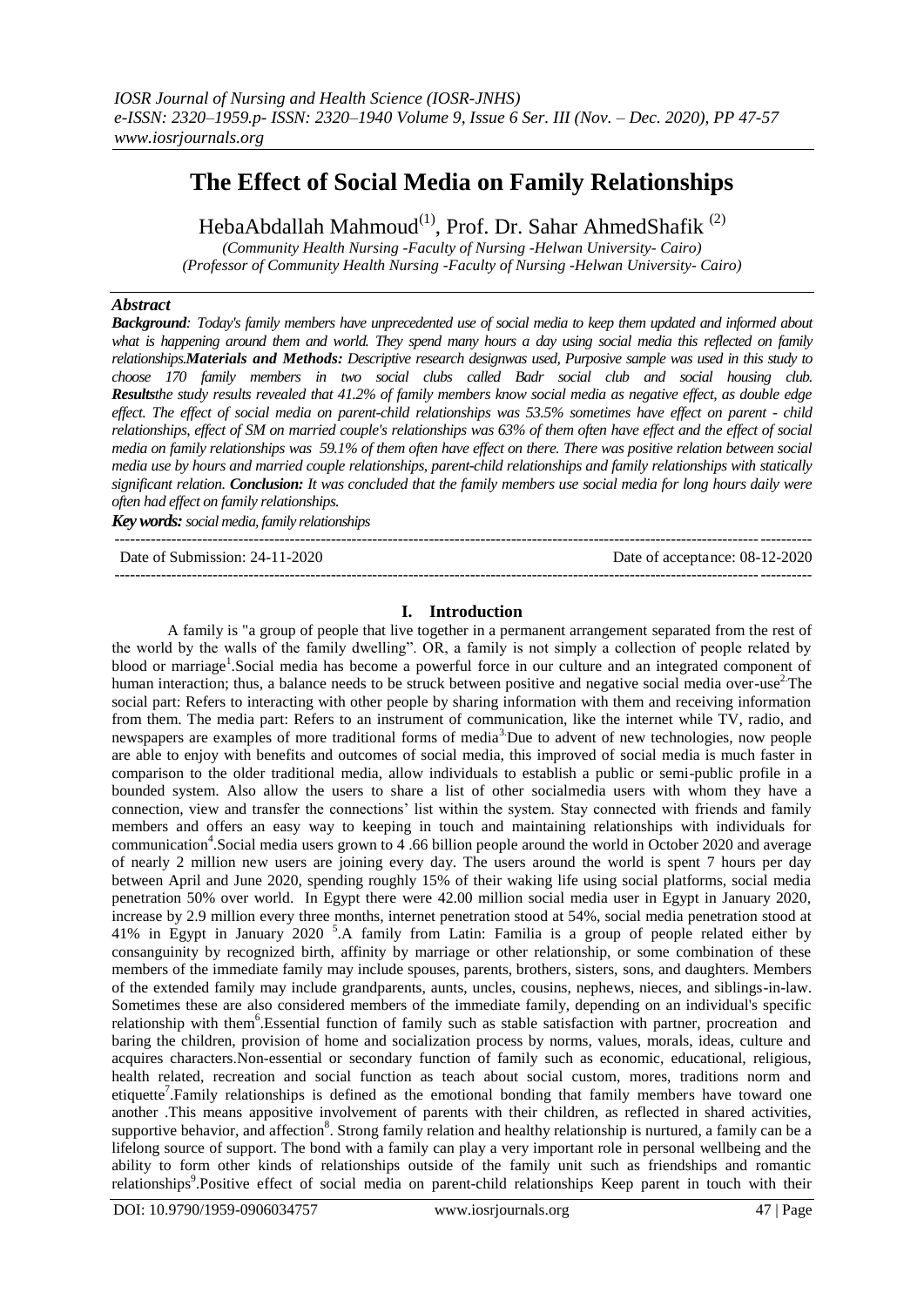# The Effect of Social Media on Family Relationships

HebaAbdallah Mahmoud[(1)], Prof. Dr. Sahar AhmedShafik [(2)]

*(Community Health Nursing -Faculty of Nursing -Helwan University- Cairo)*
*(Professor of Community Health Nursing -Faculty of Nursing -Helwan University- Cairo)*

## *Abstract*

***Background****: Today's family members have unprecedented use of social media to keep them updated and informed about what is happening around them and world. They spend many hours a day using social media this reflected on family relationships.****Materials and Methods:*** *Descriptive research designwas used, Purposive sample was used in this study to choose 170 family members in two social clubs called Badr social club and social housing club.* ***Results****the study results revealed that 41.2% of family members know social media as negative effect, as double edge effect. The effect of social media on parent-child relationships was 53.5% sometimes have effect on parent - child relationships, effect of SM on married couple's relationships was 63% of them often have effect and the effect of social media on family relationships was 59.1% of them often have effect on there. There was positive relation between social media use by hours and married couple relationships, parent-child relationships and family relationships with statically significant relation.* ***Conclusion:*** *It was concluded that the family members use social media for long hours daily were often had effect on family relationships.*

***Key words:*** *social media, family relationships*

---

Date of Submission: 24-11-2020 Date of acceptance: 08-12-2020

---

## I. Introduction

A family is "a group of people that live together in a permanent arrangement separated from the rest of the world by the walls of the family dwelling". OR, a family is not simply a collection of people related by blood or marriage[1].Social media has become a powerful force in our culture and an integrated component of human interaction; thus, a balance needs to be struck between positive and negative social media over-use[2].The social part: Refers to interacting with other people by sharing information with them and receiving information from them. The media part: Refers to an instrument of communication, like the internet while TV, radio, and newspapers are examples of more traditional forms of media[3].Due to advent of new technologies, now people are able to enjoy with benefits and outcomes of social media, this improved of social media is much faster in comparison to the older traditional media, allow individuals to establish a public or semi-public profile in a bounded system. Also allow the users to share a list of other socialmedia users with whom they have a connection, view and transfer the connections' list within the system. Stay connected with friends and family members and offers an easy way to keeping in touch and maintaining relationships with individuals for communication[4].Social media users grown to 4 .66 billion people around the world in October 2020 and average of nearly 2 million new users are joining every day. The users around the world is spent 7 hours per day between April and June 2020, spending roughly 15% of their waking life using social platforms, social media penetration 50% over world. In Egypt there were 42.00 million social media user in Egypt in January 2020, increase by 2.9 million every three months, internet penetration stood at 54%, social media penetration stood at 41% in Egypt in January 2020 [5].A family from Latin: Familia is a group of people related either by consanguinity by recognized birth, affinity by marriage or other relationship, or some combination of these members of the immediate family may include spouses, parents, brothers, sisters, sons, and daughters. Members of the extended family may include grandparents, aunts, uncles, cousins, nephews, nieces, and siblings-in-law. Sometimes these are also considered members of the immediate family, depending on an individual's specific relationship with them[6].Essential function of family such as stable satisfaction with partner, procreation and baring the children, provision of home and socialization process by norms, values, morals, ideas, culture and acquires characters.Non-essential or secondary function of family such as economic, educational, religious, health related, recreation and social function as teach about social custom, mores, traditions norm and etiquette[7].Family relationships is defined as the emotional bonding that family members have toward one another .This means appositive involvement of parents with their children, as reflected in shared activities, supportive behavior, and affection[8]. Strong family relation and healthy relationship is nurtured, a family can be a lifelong source of support. The bond with a family can play a very important role in personal wellbeing and the ability to form other kinds of relationships outside of the family unit such as friendships and romantic relationships[9].Positive effect of social media on parent-child relationships Keep parent in touch with their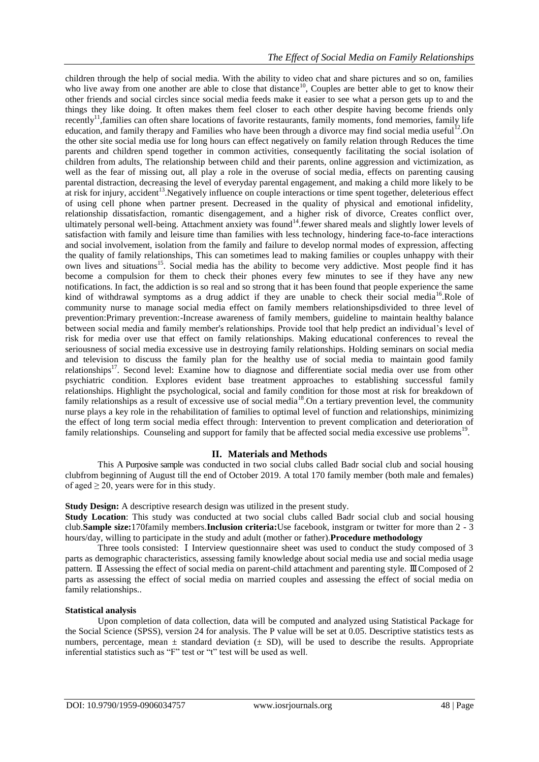children through the help of social media. With the ability to video chat and share pictures and so on, families who live away from one another are able to close that distance[10], Couples are better able to get to know their other friends and social circles since social media feeds make it easier to see what a person gets up to and the things they like doing. It often makes them feel closer to each other despite having become friends only recently[11],families can often share locations of favorite restaurants, family moments, fond memories, family life education, and family therapy and Families who have been through a divorce may find social media useful[12].On the other site social media use for long hours can effect negatively on family relation through Reduces the time parents and children spend together in common activities, consequently facilitating the social isolation of children from adults, The relationship between child and their parents, online aggression and victimization, as well as the fear of missing out, all play a role in the overuse of social media, effects on parenting causing parental distraction, decreasing the level of everyday parental engagement, and making a child more likely to be at risk for injury, accident[13].Negatively influence on couple interactions or time spent together, deleterious effect of using cell phone when partner present. Decreased in the quality of physical and emotional infidelity, relationship dissatisfaction, romantic disengagement, and a higher risk of divorce, Creates conflict over, ultimately personal well-being. Attachment anxiety was found[14].fewer shared meals and slightly lower levels of satisfaction with family and leisure time than families with less technology, hindering face-to-face interactions and social involvement, isolation from the family and failure to develop normal modes of expression, affecting the quality of family relationships, This can sometimes lead to making families or couples unhappy with their own lives and situations[15]. Social media has the ability to become very addictive. Most people find it has become a compulsion for them to check their phones every few minutes to see if they have any new notifications. In fact, the addiction is so real and so strong that it has been found that people experience the same kind of withdrawal symptoms as a drug addict if they are unable to check their social media[16].Role of community nurse to manage social media effect on family members relationshipsdivided to three level of prevention:Primary prevention:-Increase awareness of family members, guideline to maintain healthy balance between social media and family member's relationships. Provide tool that help predict an individual's level of risk for media over use that effect on family relationships. Making educational conferences to reveal the seriousness of social media excessive use in destroying family relationships. Holding seminars on social media and television to discuss the family plan for the healthy use of social media to maintain good family relationships[17]. Second level: Examine how to diagnose and differentiate social media over use from other psychiatric condition. Explores evident base treatment approaches to establishing successful family relationships. Highlight the psychological, social and family condition for those most at risk for breakdown of family relationships as a result of excessive use of social media[18].On a tertiary prevention level, the community nurse plays a key role in the rehabilitation of families to optimal level of function and relationships, minimizing the effect of long term social media effect through: Intervention to prevent complication and deterioration of family relationships. Counseling and support for family that be affected social media excessive use problems[19].

## II. Materials and Methods

This A Purposive sample was conducted in two social clubs called Badr social club and social housing clubfrom beginning of August till the end of October 2019. A total 170 family member (both male and females) of aged $\geq 20$, years were for in this study.

**Study Design:** A descriptive research design was utilized in the present study.

**Study Location**: This study was conducted at two social clubs called Badr social club and social housing club.**Sample size:**170family members.**Inclusion criteria:**Use facebook, instgram or twitter for more than 2 - 3 hours/day, willing to participate in the study and adult (mother or father).**Procedure methodology**

Three tools consisted: Ⅰ Interview questionnaire sheet was used to conduct the study composed of 3 parts as demographic characteristics, assessing family knowledge about social media use and social media usage pattern. Ⅱ Assessing the effect of social media on parent-child attachment and parenting style. Ⅲ Composed of 2 parts as assessing the effect of social media on married couples and assessing the effect of social media on family relationships..

**Statistical analysis**

Upon completion of data collection, data will be computed and analyzed using Statistical Package for the Social Science (SPSS), version 24 for analysis. The P value will be set at 0.05. Descriptive statistics tests as numbers, percentage, mean $\pm$ standard deviation ($\pm$ SD), will be used to describe the results. Appropriate inferential statistics such as "F" test or "t" test will be used as well.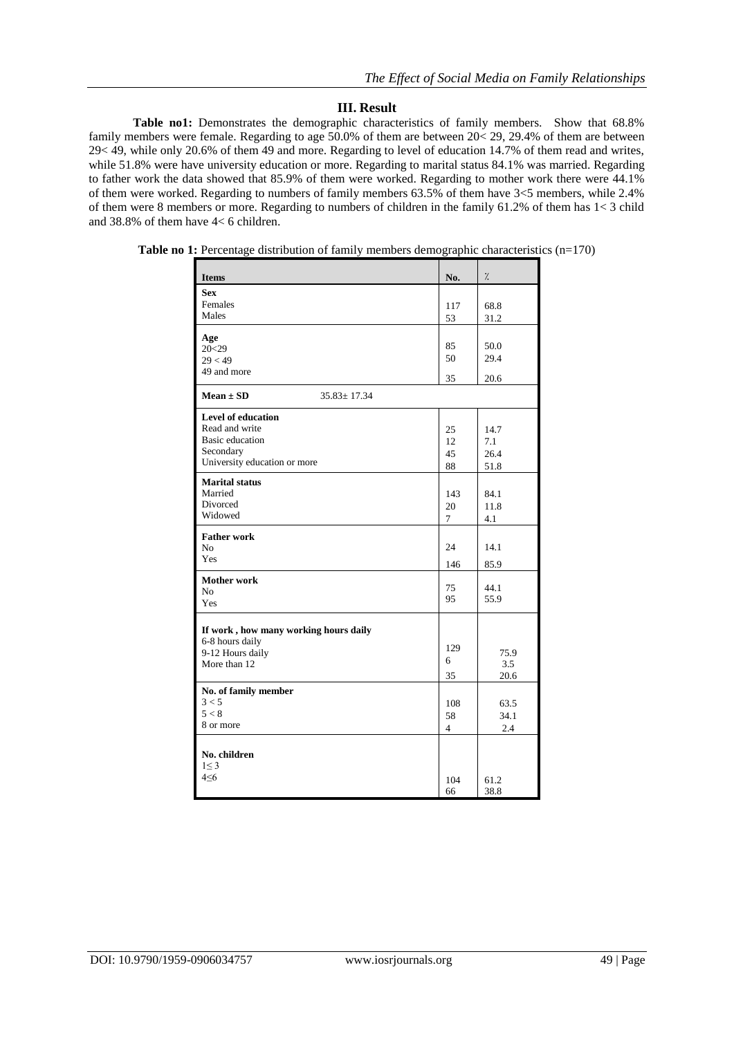## III. Result

**Table no1:** Demonstrates the demographic characteristics of family members. Show that 68.8% family members were female. Regarding to age 50.0% of them are between 20< 29, 29.4% of them are between 29< 49, while only 20.6% of them 49 and more. Regarding to level of education 14.7% of them read and writes, while 51.8% were have university education or more. Regarding to marital status 84.1% was married. Regarding to father work the data showed that 85.9% of them were worked. Regarding to mother work there were 44.1% of them were worked. Regarding to numbers of family members 63.5% of them have 3<5 members, while 2.4% of them were 8 members or more. Regarding to numbers of children in the family 61.2% of them has 1< 3 child and 38.8% of them have 4< 6 children.

**Table no 1:** Percentage distribution of family members demographic characteristics (n=170)

| Items | No. | % |
|---|---|---|
| **Sex** | | |
| Females | 117 | 68.8 |
| Males | 53 | 31.2 |
| **Age** | | |
| 20<29 | 85 | 50.0 |
| 29 < 49 | 50 | 29.4 |
| 49 and more | 35 | 20.6 |
| **Mean ± SD** 35.83± 17.34 | | |
| **Level of education** | | |
| Read and write | 25 | 14.7 |
| Basic education | 12 | 7.1 |
| Secondary | 45 | 26.4 |
| University education or more | 88 | 51.8 |
| **Marital status** | | |
| Married | 143 | 84.1 |
| Divorced | 20 | 11.8 |
| Widowed | 7 | 4.1 |
| **Father work** | | |
| No | 24 | 14.1 |
| Yes | 146 | 85.9 |
| **Mother work** | | |
| No | 75 | 44.1 |
| Yes | 95 | 55.9 |
| **If work , how many working hours daily** | | |
| 6-8 hours daily | 129 | 75.9 |
| 9-12 Hours daily | 6 | 3.5 |
| More than 12 | 35 | 20.6 |
| **No. of family member** | | |
| 3 < 5 | 108 | 63.5 |
| 5 < 8 | 58 | 34.1 |
| 8 or more | 4 | 2.4 |
| **No. children** | | |
| 1≤ 3 | 104 | 61.2 |
| 4≤6 | 66 | 38.8 |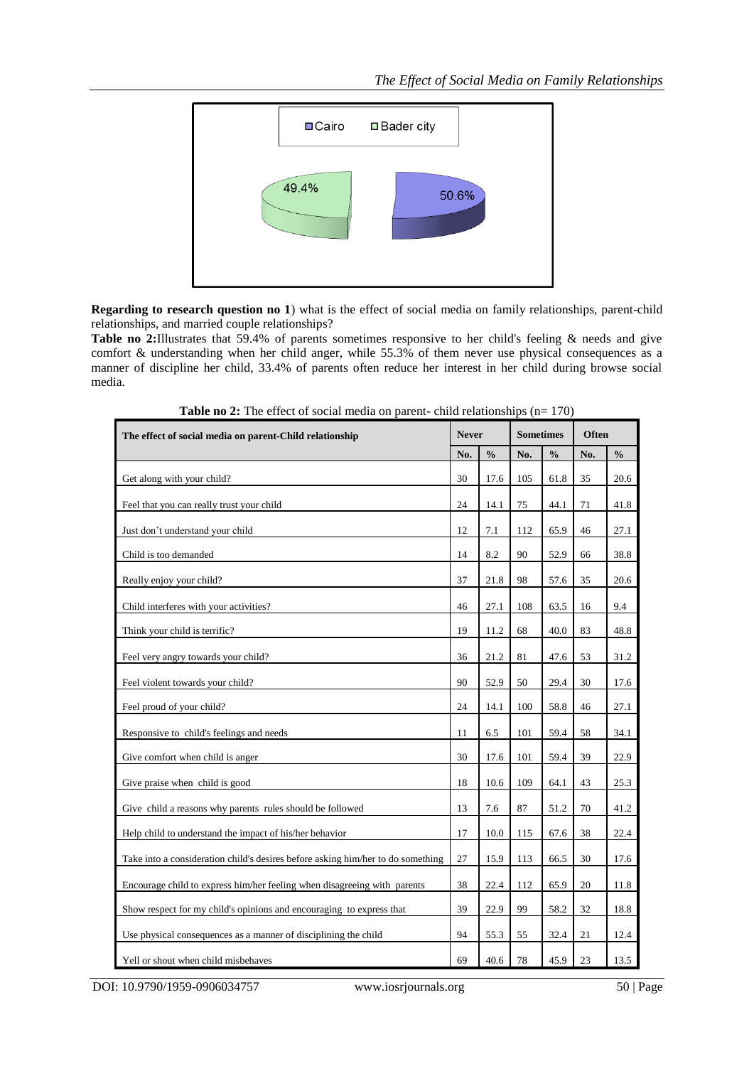Cairo    Bader city

49.4%    50.6%

**Regarding to research question no 1**) what is the effect of social media on family relationships, parent-child relationships, and married couple relationships?

**Table no 2:**Illustrates that 59.4% of parents sometimes responsive to her child's feeling & needs and give comfort & understanding when her child anger, while 55.3% of them never use physical consequences as a manner of discipline her child, 33.4% of parents often reduce her interest in her child during browse social media.

**Table no 2:** The effect of social media on parent- child relationships (n= 170)

| The effect of social media on parent-Child relationship | Never | | Sometimes | | Often | |
|---|---|---|---|---|---|---|
| | No. | % | No. | % | No. | % |
| Get along with your child? | 30 | 17.6 | 105 | 61.8 | 35 | 20.6 |
| Feel that you can really trust your child | 24 | 14.1 | 75 | 44.1 | 71 | 41.8 |
| Just don't understand your child | 12 | 7.1 | 112 | 65.9 | 46 | 27.1 |
| Child is too demanded | 14 | 8.2 | 90 | 52.9 | 66 | 38.8 |
| Really enjoy your child? | 37 | 21.8 | 98 | 57.6 | 35 | 20.6 |
| Child interferes with your activities? | 46 | 27.1 | 108 | 63.5 | 16 | 9.4 |
| Think your child is terrific? | 19 | 11.2 | 68 | 40.0 | 83 | 48.8 |
| Feel very angry towards your child? | 36 | 21.2 | 81 | 47.6 | 53 | 31.2 |
| Feel violent towards your child? | 90 | 52.9 | 50 | 29.4 | 30 | 17.6 |
| Feel proud of your child? | 24 | 14.1 | 100 | 58.8 | 46 | 27.1 |
| Responsive to child's feelings and needs | 11 | 6.5 | 101 | 59.4 | 58 | 34.1 |
| Give comfort when child is anger | 30 | 17.6 | 101 | 59.4 | 39 | 22.9 |
| Give praise when child is good | 18 | 10.6 | 109 | 64.1 | 43 | 25.3 |
| Give child a reasons why parents rules should be followed | 13 | 7.6 | 87 | 51.2 | 70 | 41.2 |
| Help child to understand the impact of his/her behavior | 17 | 10.0 | 115 | 67.6 | 38 | 22.4 |
| Take into a consideration child's desires before asking him/her to do something | 27 | 15.9 | 113 | 66.5 | 30 | 17.6 |
| Encourage child to express him/her feeling when disagreeing with parents | 38 | 22.4 | 112 | 65.9 | 20 | 11.8 |
| Show respect for my child's opinions and encouraging to express that | 39 | 22.9 | 99 | 58.2 | 32 | 18.8 |
| Use physical consequences as a manner of disciplining the child | 94 | 55.3 | 55 | 32.4 | 21 | 12.4 |
| Yell or shout when child misbehaves | 69 | 40.6 | 78 | 45.9 | 23 | 13.5 |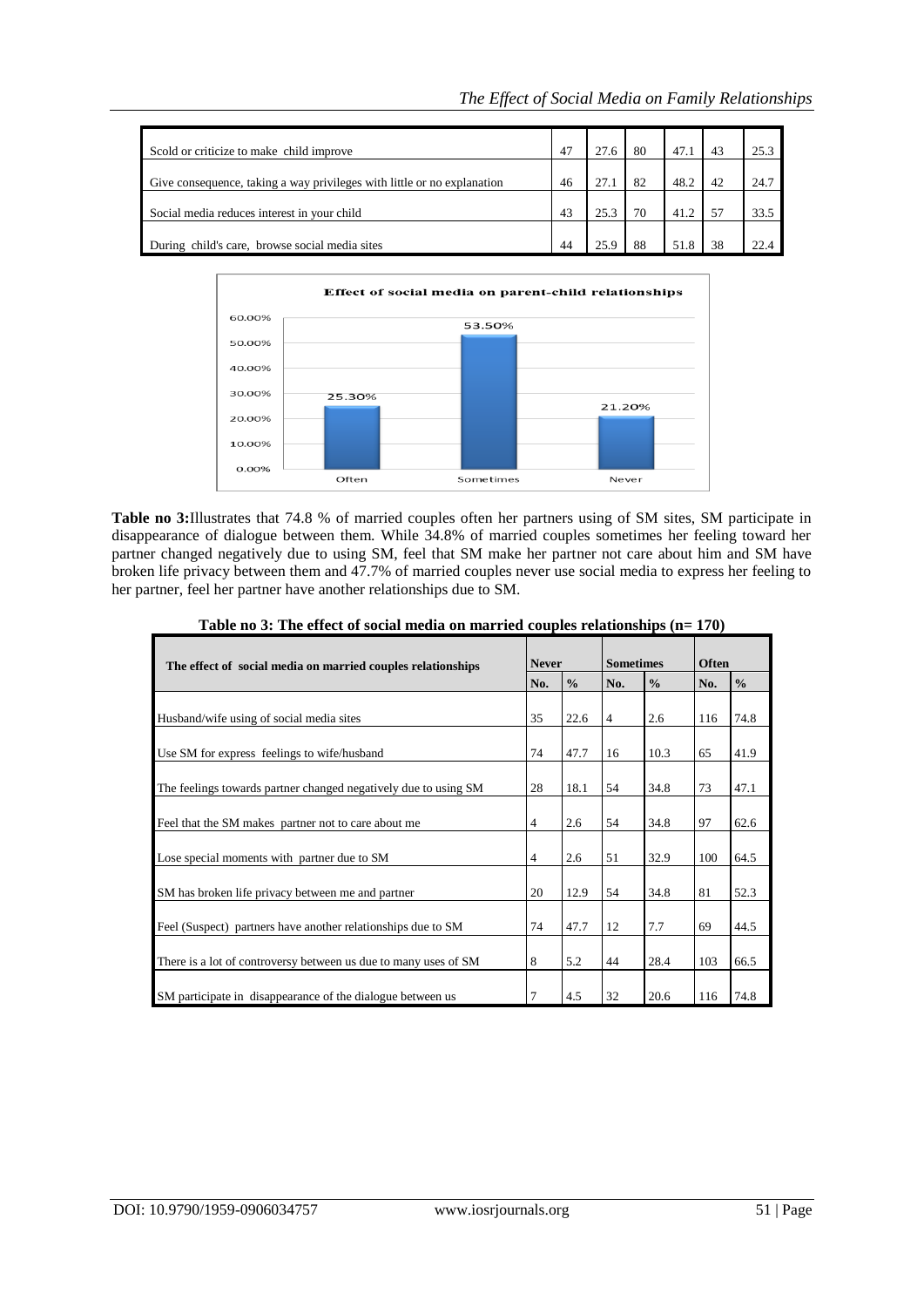| Scold or criticize to make child improve | 47 | 27.6 | 80 | 47.1 | 43 | 25.3 |
|---|---|---|---|---|---|---|
| Give consequence, taking a way privileges with little or no explanation | 46 | 27.1 | 82 | 48.2 | 42 | 24.7 |
| Social media reduces interest in your child | 43 | 25.3 | 70 | 41.2 | 57 | 33.5 |
| During child's care, browse social media sites | 44 | 25.9 | 88 | 51.8 | 38 | 22.4 |

**Effect of social media on parent-child relationships**

| | Often | Sometimes | Never |
|---|---|---|---|
| % | 25.30% | 53.50% | 21.20% |

**Table no 3:** Illustrates that 74.8 % of married couples often her partners using of SM sites, SM participate in disappearance of dialogue between them. While 34.8% of married couples sometimes her feeling toward her partner changed negatively due to using SM, feel that SM make her partner not care about him and SM have broken life privacy between them and 47.7% of married couples never use social media to express her feeling to her partner, feel her partner have another relationships due to SM.

**Table no 3: The effect of social media on married couples relationships (n= 170)**

| The effect of social media on married couples relationships | Never | | Sometimes | | Often | |
|---|---|---|---|---|---|---|
| | No. | % | No. | % | No. | % |
| Husband/wife using of social media sites | 35 | 22.6 | 4 | 2.6 | 116 | 74.8 |
| Use SM for express feelings to wife/husband | 74 | 47.7 | 16 | 10.3 | 65 | 41.9 |
| The feelings towards partner changed negatively due to using SM | 28 | 18.1 | 54 | 34.8 | 73 | 47.1 |
| Feel that the SM makes partner not to care about me | 4 | 2.6 | 54 | 34.8 | 97 | 62.6 |
| Lose special moments with partner due to SM | 4 | 2.6 | 51 | 32.9 | 100 | 64.5 |
| SM has broken life privacy between me and partner | 20 | 12.9 | 54 | 34.8 | 81 | 52.3 |
| Feel (Suspect) partners have another relationships due to SM | 74 | 47.7 | 12 | 7.7 | 69 | 44.5 |
| There is a lot of controversy between us due to many uses of SM | 8 | 5.2 | 44 | 28.4 | 103 | 66.5 |
| SM participate in disappearance of the dialogue between us | 7 | 4.5 | 32 | 20.6 | 116 | 74.8 |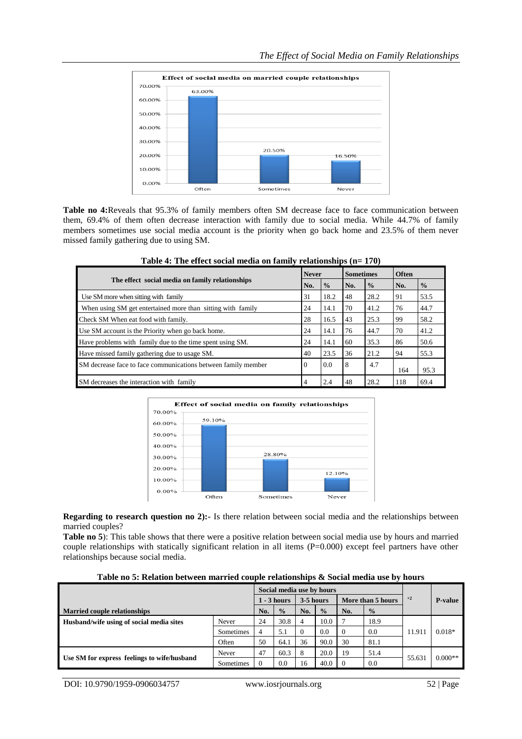**Table no 4:**Reveals that 95.3% of family members often SM decrease face to face communication between them, 69.4% of them often decrease interaction with family due to social media. While 44.7% of family members sometimes use social media account is the priority when go back home and 23.5% of them never missed family gathering due to using SM.

**Table 4: The effect social media on family relationships (n= 170)**

| The effect social media on family relationships | Never | | Sometimes | | Often | |
|---|---|---|---|---|---|---|
| | No. | % | No. | % | No. | % |
| Use SM more when sitting with family | 31 | 18.2 | 48 | 28.2 | 91 | 53.5 |
| When using SM get entertained more than sitting with family | 24 | 14.1 | 70 | 41.2 | 76 | 44.7 |
| Check SM When eat food with family. | 28 | 16.5 | 43 | 25.3 | 99 | 58.2 |
| Use SM account is the Priority when go back home. | 24 | 14.1 | 76 | 44.7 | 70 | 41.2 |
| Have problems with family due to the time spent using SM. | 24 | 14.1 | 60 | 35.3 | 86 | 50.6 |
| Have missed family gathering due to usage SM. | 40 | 23.5 | 36 | 21.2 | 94 | 55.3 |
| SM decrease face to face communications between family member | 0 | 0.0 | 8 | 4.7 | 164 | 95.3 |
| SM decreases the interaction with family | 4 | 2.4 | 48 | 28.2 | 118 | 69.4 |

**Regarding to research question no 2):-** Is there relation between social media and the relationships between married couples?

**Table no 5**): This table shows that there were a positive relation between social media use by hours and married couple relationships with statically significant relation in all items (P=0.000) except feel partners have other relationships because social media.

**Table no 5: Relation between married couple relationships & Social media use by hours**

| Married couple relationships | | Social media use by hours | | | | | | $x^2$ | P-value |
|---|---|---|---|---|---|---|---|---|---|
| | | 1 - 3 hours | | 3-5 hours | | More than 5 hours | | | |
| | | No. | % | No. | % | No. | % | | |
| Husband/wife using of social media sites | Never | 24 | 30.8 | 4 | 10.0 | 7 | 18.9 | 11.911 | 0.018* |
| | Sometimes | 4 | 5.1 | 0 | 0.0 | 0 | 0.0 | | |
| | Often | 50 | 64.1 | 36 | 90.0 | 30 | 81.1 | | |
| Use SM for express feelings to wife/husband | Never | 47 | 60.3 | 8 | 20.0 | 19 | 51.4 | 55.631 | 0.000** |
| | Sometimes | 0 | 0.0 | 16 | 40.0 | 0 | 0.0 | | |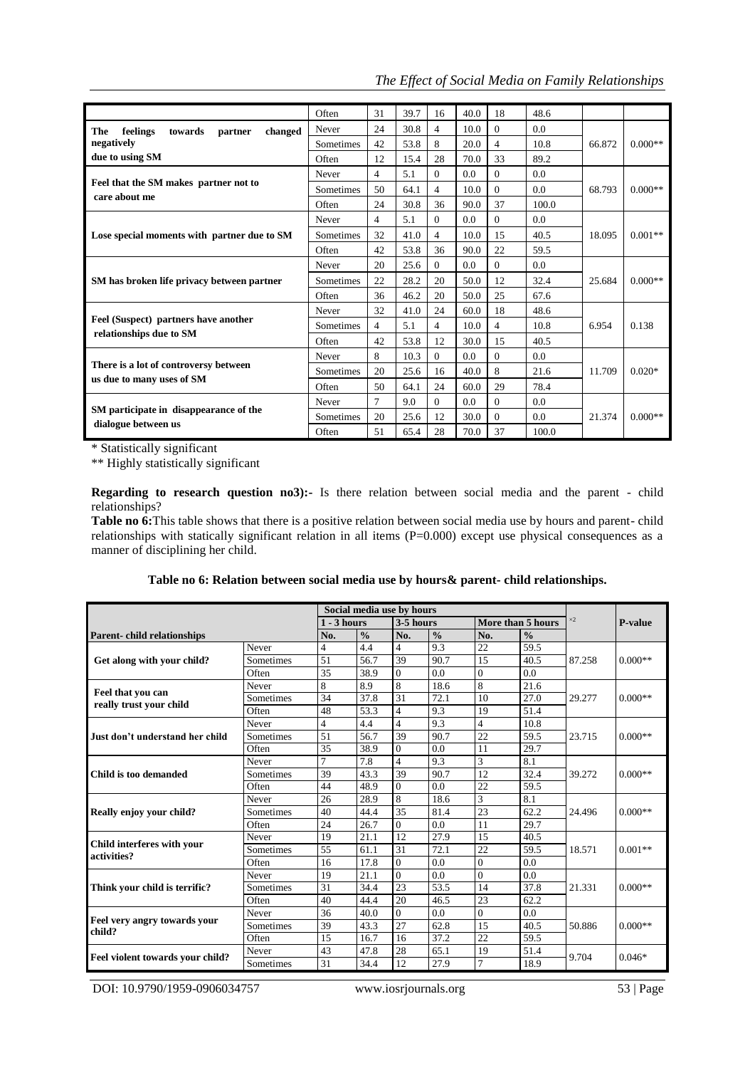|  |  |  |  |  |  |  |  |  |  |
|---|---|---|---|---|---|---|---|---|---|
|  | Often | 31 | 39.7 | 16 | 40.0 | 18 | 48.6 |  |  |
| The feelings towards partner changed negatively due to using SM | Never | 24 | 30.8 | 4 | 10.0 | 0 | 0.0 | 66.872 | 0.000** |
|  | Sometimes | 42 | 53.8 | 8 | 20.0 | 4 | 10.8 |  |  |
|  | Often | 12 | 15.4 | 28 | 70.0 | 33 | 89.2 |  |  |
| Feel that the SM makes partner not to care about me | Never | 4 | 5.1 | 0 | 0.0 | 0 | 0.0 | 68.793 | 0.000** |
|  | Sometimes | 50 | 64.1 | 4 | 10.0 | 0 | 0.0 |  |  |
|  | Often | 24 | 30.8 | 36 | 90.0 | 37 | 100.0 |  |  |
| Lose special moments with partner due to SM | Never | 4 | 5.1 | 0 | 0.0 | 0 | 0.0 | 18.095 | 0.001** |
|  | Sometimes | 32 | 41.0 | 4 | 10.0 | 15 | 40.5 |  |  |
|  | Often | 42 | 53.8 | 36 | 90.0 | 22 | 59.5 |  |  |
| SM has broken life privacy between partner | Never | 20 | 25.6 | 0 | 0.0 | 0 | 0.0 | 25.684 | 0.000** |
|  | Sometimes | 22 | 28.2 | 20 | 50.0 | 12 | 32.4 |  |  |
|  | Often | 36 | 46.2 | 20 | 50.0 | 25 | 67.6 |  |  |
| Feel (Suspect) partners have another relationships due to SM | Never | 32 | 41.0 | 24 | 60.0 | 18 | 48.6 | 6.954 | 0.138 |
|  | Sometimes | 4 | 5.1 | 4 | 10.0 | 4 | 10.8 |  |  |
|  | Often | 42 | 53.8 | 12 | 30.0 | 15 | 40.5 |  |  |
| There is a lot of controversy between us due to many uses of SM | Never | 8 | 10.3 | 0 | 0.0 | 0 | 0.0 | 11.709 | 0.020* |
|  | Sometimes | 20 | 25.6 | 16 | 40.0 | 8 | 21.6 |  |  |
|  | Often | 50 | 64.1 | 24 | 60.0 | 29 | 78.4 |  |  |
| SM participate in disappearance of the dialogue between us | Never | 7 | 9.0 | 0 | 0.0 | 0 | 0.0 | 21.374 | 0.000** |
|  | Sometimes | 20 | 25.6 | 12 | 30.0 | 0 | 0.0 |  |  |
|  | Often | 51 | 65.4 | 28 | 70.0 | 37 | 100.0 |  |  |

\* Statistically significant

\** Highly statistically significant

**Regarding to research question no3):-** Is there relation between social media and the parent - child relationships?

**Table no 6:**This table shows that there is a positive relation between social media use by hours and parent- child relationships with statically significant relation in all items (P=0.000) except use physical consequences as a manner of disciplining her child.

**Table no 6: Relation between social media use by hours& parent- child relationships.**

|  |  | Social media use by hours |  |  |  |  |  | $x^2$ | P-value |
|---|---|---|---|---|---|---|---|---|---|
|  |  | 1 - 3 hours |  | 3-5 hours |  | More than 5 hours |  |  |  |
| **Parent- child relationships** |  | No. | % | No. | % | No. | % |  |  |
| Get along with your child? | Never | 4 | 4.4 | 4 | 9.3 | 22 | 59.5 | 87.258 | 0.000** |
|  | Sometimes | 51 | 56.7 | 39 | 90.7 | 15 | 40.5 |  |  |
|  | Often | 35 | 38.9 | 0 | 0.0 | 0 | 0.0 |  |  |
| Feel that you can really trust your child | Never | 8 | 8.9 | 8 | 18.6 | 8 | 21.6 | 29.277 | 0.000** |
|  | Sometimes | 34 | 37.8 | 31 | 72.1 | 10 | 27.0 |  |  |
|  | Often | 48 | 53.3 | 4 | 9.3 | 19 | 51.4 |  |  |
| Just don't understand her child | Never | 4 | 4.4 | 4 | 9.3 | 4 | 10.8 | 23.715 | 0.000** |
|  | Sometimes | 51 | 56.7 | 39 | 90.7 | 22 | 59.5 |  |  |
|  | Often | 35 | 38.9 | 0 | 0.0 | 11 | 29.7 |  |  |
| Child is too demanded | Never | 7 | 7.8 | 4 | 9.3 | 3 | 8.1 | 39.272 | 0.000** |
|  | Sometimes | 39 | 43.3 | 39 | 90.7 | 12 | 32.4 |  |  |
|  | Often | 44 | 48.9 | 0 | 0.0 | 22 | 59.5 |  |  |
| Really enjoy your child? | Never | 26 | 28.9 | 8 | 18.6 | 3 | 8.1 | 24.496 | 0.000** |
|  | Sometimes | 40 | 44.4 | 35 | 81.4 | 23 | 62.2 |  |  |
|  | Often | 24 | 26.7 | 0 | 0.0 | 11 | 29.7 |  |  |
| Child interferes with your activities? | Never | 19 | 21.1 | 12 | 27.9 | 15 | 40.5 | 18.571 | 0.001** |
|  | Sometimes | 55 | 61.1 | 31 | 72.1 | 22 | 59.5 |  |  |
|  | Often | 16 | 17.8 | 0 | 0.0 | 0 | 0.0 |  |  |
| Think your child is terrific? | Never | 19 | 21.1 | 0 | 0.0 | 0 | 0.0 | 21.331 | 0.000** |
|  | Sometimes | 31 | 34.4 | 23 | 53.5 | 14 | 37.8 |  |  |
|  | Often | 40 | 44.4 | 20 | 46.5 | 23 | 62.2 |  |  |
| Feel very angry towards your child? | Never | 36 | 40.0 | 0 | 0.0 | 0 | 0.0 | 50.886 | 0.000** |
|  | Sometimes | 39 | 43.3 | 27 | 62.8 | 15 | 40.5 |  |  |
|  | Often | 15 | 16.7 | 16 | 37.2 | 22 | 59.5 |  |  |
| Feel violent towards your child? | Never | 43 | 47.8 | 28 | 65.1 | 19 | 51.4 | 9.704 | 0.046* |
|  | Sometimes | 31 | 34.4 | 12 | 27.9 | 7 | 18.9 |  |  |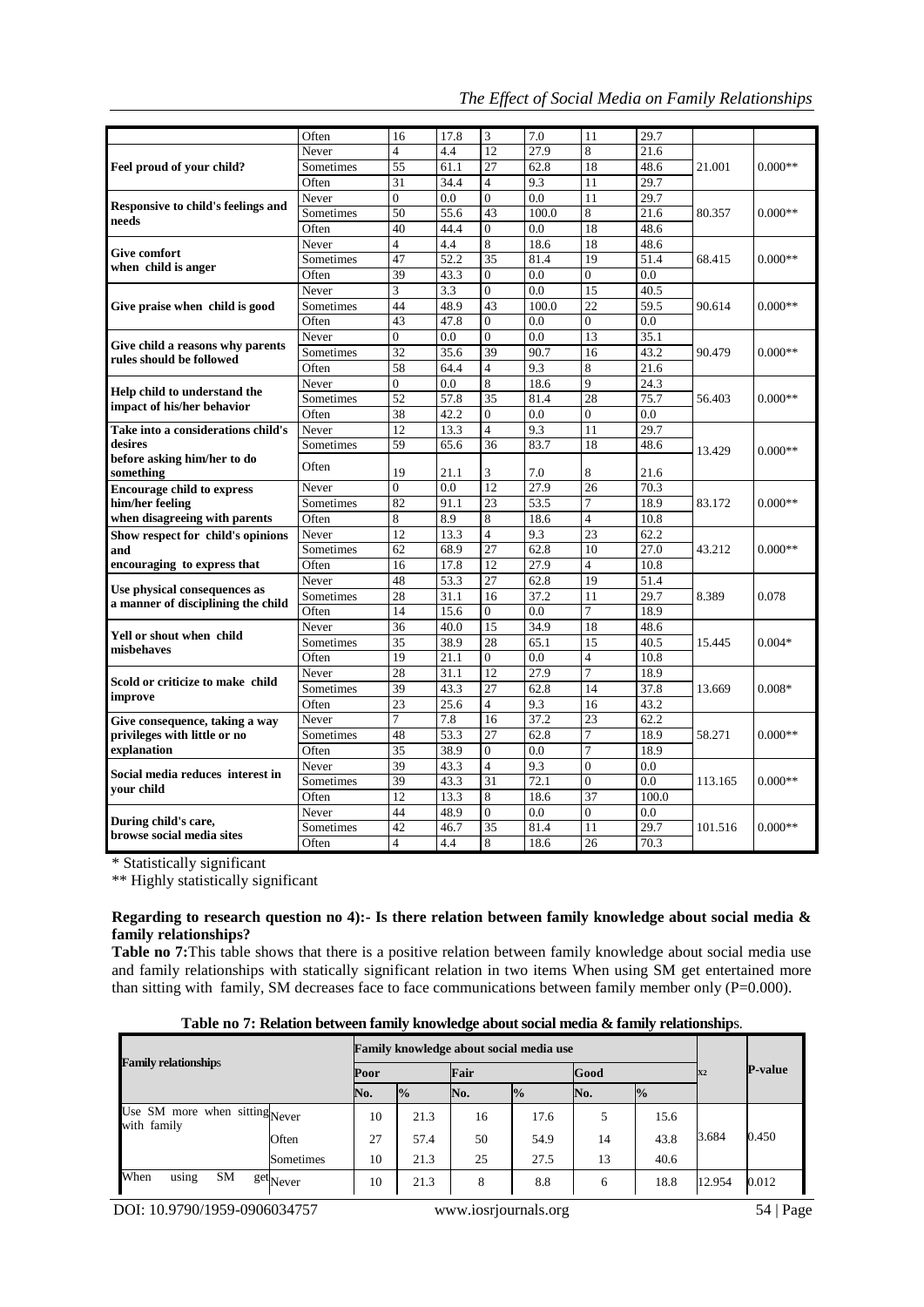|  | Often | 16 | 17.8 | 3 | 7.0 | 11 | 29.7 |  |  |
|---|---|---|---|---|---|---|---|---|---|
| Feel proud of your child? | Never | 4 | 4.4 | 12 | 27.9 | 8 | 21.6 | 21.001 | 0.000** |
|  | Sometimes | 55 | 61.1 | 27 | 62.8 | 18 | 48.6 |  |  |
|  | Often | 31 | 34.4 | 4 | 9.3 | 11 | 29.7 |  |  |
| Responsive to child's feelings and needs | Never | 0 | 0.0 | 0 | 0.0 | 11 | 29.7 | 80.357 | 0.000** |
|  | Sometimes | 50 | 55.6 | 43 | 100.0 | 8 | 21.6 |  |  |
|  | Often | 40 | 44.4 | 0 | 0.0 | 18 | 48.6 |  |  |
| Give comfort when child is anger | Never | 4 | 4.4 | 8 | 18.6 | 18 | 48.6 | 68.415 | 0.000** |
|  | Sometimes | 47 | 52.2 | 35 | 81.4 | 19 | 51.4 |  |  |
|  | Often | 39 | 43.3 | 0 | 0.0 | 0 | 0.0 |  |  |
| Give praise when child is good | Never | 3 | 3.3 | 0 | 0.0 | 15 | 40.5 | 90.614 | 0.000** |
|  | Sometimes | 44 | 48.9 | 43 | 100.0 | 22 | 59.5 |  |  |
|  | Often | 43 | 47.8 | 0 | 0.0 | 0 | 0.0 |  |  |
| Give child a reasons why parents rules should be followed | Never | 0 | 0.0 | 0 | 0.0 | 13 | 35.1 | 90.479 | 0.000** |
|  | Sometimes | 32 | 35.6 | 39 | 90.7 | 16 | 43.2 |  |  |
|  | Often | 58 | 64.4 | 4 | 9.3 | 8 | 21.6 |  |  |
| Help child to understand the impact of his/her behavior | Never | 0 | 0.0 | 8 | 18.6 | 9 | 24.3 | 56.403 | 0.000** |
|  | Sometimes | 52 | 57.8 | 35 | 81.4 | 28 | 75.7 |  |  |
|  | Often | 38 | 42.2 | 0 | 0.0 | 0 | 0.0 |  |  |
| Take into a considerations child's desires before asking him/her to do something | Never | 12 | 13.3 | 4 | 9.3 | 11 | 29.7 | 13.429 | 0.000** |
|  | Sometimes | 59 | 65.6 | 36 | 83.7 | 18 | 48.6 |  |  |
|  | Often | 19 | 21.1 | 3 | 7.0 | 8 | 21.6 |  |  |
| Encourage child to express him/her feeling when disagreeing with parents | Never | 0 | 0.0 | 12 | 27.9 | 26 | 70.3 | 83.172 | 0.000** |
|  | Sometimes | 82 | 91.1 | 23 | 53.5 | 7 | 18.9 |  |  |
|  | Often | 8 | 8.9 | 8 | 18.6 | 4 | 10.8 |  |  |
| Show respect for child's opinions and encouraging to express that | Never | 12 | 13.3 | 4 | 9.3 | 23 | 62.2 | 43.212 | 0.000** |
|  | Sometimes | 62 | 68.9 | 27 | 62.8 | 10 | 27.0 |  |  |
|  | Often | 16 | 17.8 | 12 | 27.9 | 4 | 10.8 |  |  |
| Use physical consequences as a manner of disciplining the child | Never | 48 | 53.3 | 27 | 62.8 | 19 | 51.4 | 8.389 | 0.078 |
|  | Sometimes | 28 | 31.1 | 16 | 37.2 | 11 | 29.7 |  |  |
|  | Often | 14 | 15.6 | 0 | 0.0 | 7 | 18.9 |  |  |
| Yell or shout when child misbehaves | Never | 36 | 40.0 | 15 | 34.9 | 18 | 48.6 | 15.445 | 0.004* |
|  | Sometimes | 35 | 38.9 | 28 | 65.1 | 15 | 40.5 |  |  |
|  | Often | 19 | 21.1 | 0 | 0.0 | 4 | 10.8 |  |  |
| Scold or criticize to make child improve | Never | 28 | 31.1 | 12 | 27.9 | 7 | 18.9 | 13.669 | 0.008* |
|  | Sometimes | 39 | 43.3 | 27 | 62.8 | 14 | 37.8 |  |  |
|  | Often | 23 | 25.6 | 4 | 9.3 | 16 | 43.2 |  |  |
| Give consequence, taking a way privileges with little or no explanation | Never | 7 | 7.8 | 16 | 37.2 | 23 | 62.2 | 58.271 | 0.000** |
|  | Sometimes | 48 | 53.3 | 27 | 62.8 | 7 | 18.9 |  |  |
|  | Often | 35 | 38.9 | 0 | 0.0 | 7 | 18.9 |  |  |
| Social media reduces interest in your child | Never | 39 | 43.3 | 4 | 9.3 | 0 | 0.0 | 113.165 | 0.000** |
|  | Sometimes | 39 | 43.3 | 31 | 72.1 | 0 | 0.0 |  |  |
|  | Often | 12 | 13.3 | 8 | 18.6 | 37 | 100.0 |  |  |
| During child's care, browse social media sites | Never | 44 | 48.9 | 0 | 0.0 | 0 | 0.0 | 101.516 | 0.000** |
|  | Sometimes | 42 | 46.7 | 35 | 81.4 | 11 | 29.7 |  |  |
|  | Often | 4 | 4.4 | 8 | 18.6 | 26 | 70.3 |  |  |

\* Statistically significant

\*\* Highly statistically significant

**Regarding to research question no 4):- Is there relation between family knowledge about social media & family relationships?**

**Table no 7:** This table shows that there is a positive relation between family knowledge about social media use and family relationships with statically significant relation in two items When using SM get entertained more than sitting with family, SM decreases face to face communications between family member only (P=0.000).

**Table no 7: Relation between family knowledge about social media & family relationships.**

| Family relationships |  | Family knowledge about social media use |  |  |  |  |  | $x^2$ | P-value |
|---|---|---|---|---|---|---|---|---|---|
|  |  | Poor |  | Fair |  | Good |  |  |  |
|  |  | No. | % | No. | % | No. | % |  |  |
| Use SM more when sitting with family | Never | 10 | 21.3 | 16 | 17.6 | 5 | 15.6 | 3.684 | 0.450 |
|  | Often | 27 | 57.4 | 50 | 54.9 | 14 | 43.8 |  |  |
|  | Sometimes | 10 | 21.3 | 25 | 27.5 | 13 | 40.6 |  |  |
| When using SM get | Never | 10 | 21.3 | 8 | 8.8 | 6 | 18.8 | 12.954 | 0.012 |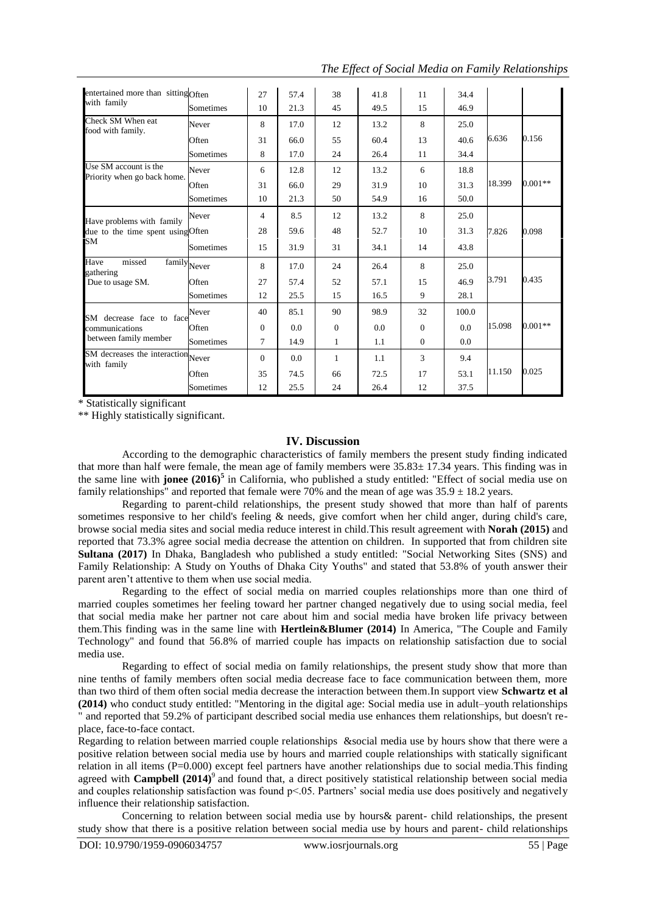| | | | | | | | | | |
|---|---|---|---|---|---|---|---|---|---|
| entertained more than sitting with family | Often | 27 | 57.4 | 38 | 41.8 | 11 | 34.4 | | |
| | Sometimes | 10 | 21.3 | 45 | 49.5 | 15 | 46.9 | | |
| Check SM When eat food with family. | Never | 8 | 17.0 | 12 | 13.2 | 8 | 25.0 | 6.636 | 0.156 |
| | Often | 31 | 66.0 | 55 | 60.4 | 13 | 40.6 | | |
| | Sometimes | 8 | 17.0 | 24 | 26.4 | 11 | 34.4 | | |
| Use SM account is the Priority when go back home. | Never | 6 | 12.8 | 12 | 13.2 | 6 | 18.8 | 18.399 | 0.001** |
| | Often | 31 | 66.0 | 29 | 31.9 | 10 | 31.3 | | |
| | Sometimes | 10 | 21.3 | 50 | 54.9 | 16 | 50.0 | | |
| Have problems with family due to the time spent using SM | Never | 4 | 8.5 | 12 | 13.2 | 8 | 25.0 | 7.826 | 0.098 |
| | Often | 28 | 59.6 | 48 | 52.7 | 10 | 31.3 | | |
| | Sometimes | 15 | 31.9 | 31 | 34.1 | 14 | 43.8 | | |
| Have missed family gathering Due to usage SM. | Never | 8 | 17.0 | 24 | 26.4 | 8 | 25.0 | 3.791 | 0.435 |
| | Often | 27 | 57.4 | 52 | 57.1 | 15 | 46.9 | | |
| | Sometimes | 12 | 25.5 | 15 | 16.5 | 9 | 28.1 | | |
| SM decrease face to face communications between family member | Never | 40 | 85.1 | 90 | 98.9 | 32 | 100.0 | 15.098 | 0.001** |
| | Often | 0 | 0.0 | 0 | 0.0 | 0 | 0.0 | | |
| | Sometimes | 7 | 14.9 | 1 | 1.1 | 0 | 0.0 | | |
| SM decreases the interaction with family | Never | 0 | 0.0 | 1 | 1.1 | 3 | 9.4 | 11.150 | 0.025 |
| | Often | 35 | 74.5 | 66 | 72.5 | 17 | 53.1 | | |
| | Sometimes | 12 | 25.5 | 24 | 26.4 | 12 | 37.5 | | |

\* Statistically significant

\*\* Highly statistically significant.

## IV. Discussion

According to the demographic characteristics of family members the present study finding indicated that more than half were female, the mean age of family members were 35.83± 17.34 years. This finding was in the same line with **jonee (2016)**[5] in California, who published a study entitled: "Effect of social media use on family relationships" and reported that female were 70% and the mean of age was 35.9 ± 18.2 years.

Regarding to parent-child relationships, the present study showed that more than half of parents sometimes responsive to her child's feeling & needs, give comfort when her child anger, during child's care, browse social media sites and social media reduce interest in child.This result agreement with **Norah (2015)** and reported that 73.3% agree social media decrease the attention on children. In supported that from children site **Sultana (2017)** In Dhaka, Bangladesh who published a study entitled: "Social Networking Sites (SNS) and Family Relationship: A Study on Youths of Dhaka City Youths" and stated that 53.8% of youth answer their parent aren't attentive to them when use social media.

Regarding to the effect of social media on married couples relationships more than one third of married couples sometimes her feeling toward her partner changed negatively due to using social media, feel that social media make her partner not care about him and social media have broken life privacy between them.This finding was in the same line with **Hertlein&Blumer (2014)** In America, "The Couple and Family Technology" and found that 56.8% of married couple has impacts on relationship satisfaction due to social media use.

Regarding to effect of social media on family relationships, the present study show that more than nine tenths of family members often social media decrease face to face communication between them, more than two third of them often social media decrease the interaction between them.In support view **Schwartz et al (2014)** who conduct study entitled: "Mentoring in the digital age: Social media use in adult–youth relationships " and reported that 59.2% of participant described social media use enhances them relationships, but doesn't replace, face-to-face contact.

Regarding to relation between married couple relationships &social media use by hours show that there were a positive relation between social media use by hours and married couple relationships with statically significant relation in all items (P=0.000) except feel partners have another relationships due to social media.This finding agreed with **Campbell (2014)**[9] and found that, a direct positively statistical relationship between social media and couples relationship satisfaction was found p<.05. Partners' social media use does positively and negatively influence their relationship satisfaction.

Concerning to relation between social media use by hours& parent- child relationships, the present study show that there is a positive relation between social media use by hours and parent- child relationships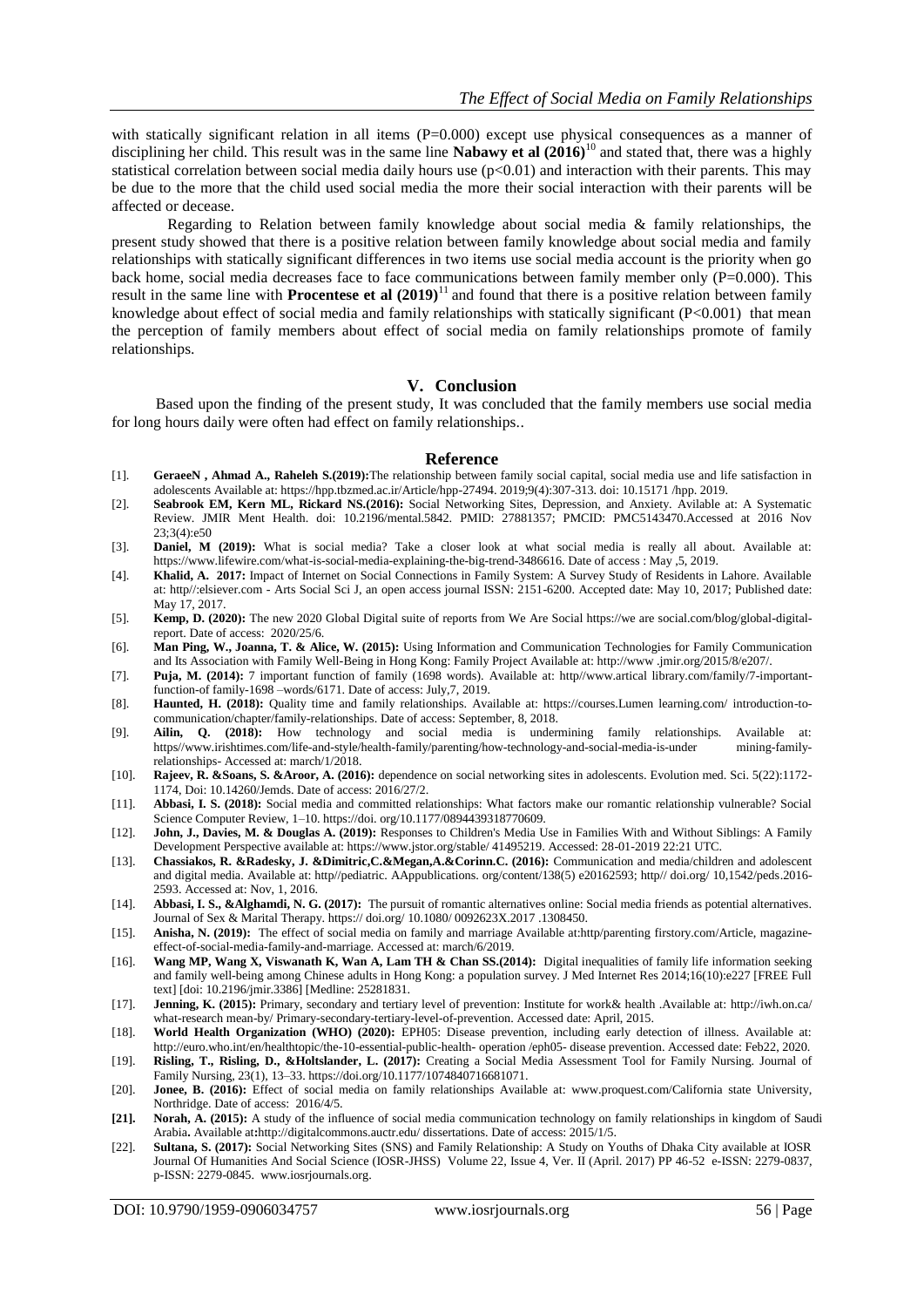with statically significant relation in all items (P=0.000) except use physical consequences as a manner of disciplining her child. This result was in the same line **Nabawy et al (2016)**[10] and stated that, there was a highly statistical correlation between social media daily hours use ($p<0.01$) and interaction with their parents. This may be due to the more that the child used social media the more their social interaction with their parents will be affected or decease.

Regarding to Relation between family knowledge about social media & family relationships, the present study showed that there is a positive relation between family knowledge about social media and family relationships with statically significant differences in two items use social media account is the priority when go back home, social media decreases face to face communications between family member only (P=0.000). This result in the same line with **Procentese et al (2019)**[11] and found that there is a positive relation between family knowledge about effect of social media and family relationships with statically significant ($P<0.001$) that mean the perception of family members about effect of social media on family relationships promote of family relationships.

## V. Conclusion

Based upon the finding of the present study, It was concluded that the family members use social media for long hours daily were often had effect on family relationships..

## Reference

[1]. **GeraeeN , Ahmad A., Raheleh S.(2019):**The relationship between family social capital, social media use and life satisfaction in adolescents Available at: https://hpp.tbzmed.ac.ir/Article/hpp-27494. 2019;9(4):307-313. doi: 10.15171 /hpp. 2019.

[2]. **Seabrook EM, Kern ML, Rickard NS.(2016):** Social Networking Sites, Depression, and Anxiety. Avilable at: A Systematic Review. JMIR Ment Health. doi: 10.2196/mental.5842. PMID: 27881357; PMCID: PMC5143470.Accessed at 2016 Nov 23;3(4):e50

[3]. **Daniel, M (2019):** What is social media? Take a closer look at what social media is really all about. Available at: https://www.lifewire.com/what-is-social-media-explaining-the-big-trend-3486616. Date of access : May ,5, 2019.

[4]. **Khalid, A. 2017:** Impact of Internet on Social Connections in Family System: A Survey Study of Residents in Lahore. Available at: http//:elsiever.com - Arts Social Sci J, an open access journal ISSN: 2151-6200. Accepted date: May 10, 2017; Published date: May 17, 2017.

[5]. **Kemp, D. (2020):** The new 2020 Global Digital suite of reports from We Are Social https://we are social.com/blog/global-digital-report. Date of access: 2020/25/6.

[6]. **Man Ping, W., Joanna, T. & Alice, W. (2015):** Using Information and Communication Technologies for Family Communication and Its Association with Family Well-Being in Hong Kong: Family Project Available at: http://www .jmir.org/2015/8/e207/.

[7]. **Puja, M. (2014):** 7 important function of family (1698 words). Available at: http//www.artical library.com/family/7-important-function-of-family-1698 –words/6171. Date of access: July,7, 2019.

[8]. **Haunted, H. (2018):** Quality time and family relationships. Available at: https://courses.Lumen learning.com/ introduction-to-communication/chapter/family-relationships. Date of access: September, 8, 2018.

[9]. **Ailin, Q. (2018):** How technology and social media is undermining family relationships. Available at: https//www.irishtimes.com/life-and-style/health-family/parenting/how-technology-and-social-media-is-under mining-family-relationships- Accessed at: march/1/2018.

[10]. **Rajeev, R. &Soans, S. &Aroor, A. (2016):** dependence on social networking sites in adolescents. Evolution med. Sci. 5(22):1172-1174, Doi: 10.14260/Jemds. Date of access: 2016/27/2.

[11]. **Abbasi, I. S. (2018):** Social media and committed relationships: What factors make our romantic relationship vulnerable? Social Science Computer Review, 1–10. https://doi. org/10.1177/0894439318770609.

[12]. **John, J., Davies, M. & Douglas A. (2019):** Responses to Children's Media Use in Families With and Without Siblings: A Family Development Perspective available at: https://www.jstor.org/stable/ 41495219. Accessed: 28-01-2019 22:21 UTC.

[13]. **Chassiakos, R. &Radesky, J. &Dimitric,C.&Megan,A.&Corinn.C. (2016):** Communication and media/children and adolescent and digital media. Available at: http//pediatric. AAppublications. org/content/138(5) e20162593; http// doi.org/ 10,1542/peds.2016-2593. Accessed at: Nov, 1, 2016.

[14]. **Abbasi, I. S., &Alghamdi, N. G. (2017):** The pursuit of romantic alternatives online: Social media friends as potential alternatives. Journal of Sex & Marital Therapy. https:// doi.org/ 10.1080/ 0092623X.2017 .1308450.

[15]. **Anisha, N. (2019):** The effect of social media on family and marriage Available at:http/parenting firstory.com/Article, magazine-effect-of-social-media-family-and-marriage. Accessed at: march/6/2019.

[16]. **Wang MP, Wang X, Viswanath K, Wan A, Lam TH & Chan SS.(2014):** Digital inequalities of family life information seeking and family well-being among Chinese adults in Hong Kong: a population survey. J Med Internet Res 2014;16(10):e227 [FREE Full text] [doi: 10.2196/jmir.3386] [Medline: 25281831.

[17]. **Jenning, K. (2015):** Primary, secondary and tertiary level of prevention: Institute for work& health .Available at: http://iwh.on.ca/ what-research mean-by/ Primary-secondary-tertiary-level-of-prevention. Accessed date: April, 2015.

[18]. **World Health Organization (WHO) (2020):** EPH05: Disease prevention, including early detection of illness. Available at: http://euro.who.int/en/healthtopic/the-10-essential-public-health- operation /eph05- disease prevention. Accessed date: Feb22, 2020.

[19]. **Risling, T., Risling, D., &Holtslander, L. (2017):** Creating a Social Media Assessment Tool for Family Nursing. Journal of Family Nursing, 23(1), 13–33. https://doi.org/10.1177/1074840716681071.

[20]. **Jonee, B. (2016):** Effect of social media on family relationships Available at: www.proquest.com/California state University, Northridge. Date of access: 2016/4/5.

**[21]. Norah, A. (2015):** A study of the influence of social media communication technology on family relationships in kingdom of Saudi Arabia**.** Available at**:**http://digitalcommons.auctr.edu/ dissertations. Date of access: 2015/1/5.

[22]. **Sultana, S. (2017):** Social Networking Sites (SNS) and Family Relationship: A Study on Youths of Dhaka City available at IOSR Journal Of Humanities And Social Science (IOSR-JHSS) Volume 22, Issue 4, Ver. II (April. 2017) PP 46-52 e-ISSN: 2279-0837, p-ISSN: 2279-0845. www.iosrjournals.org.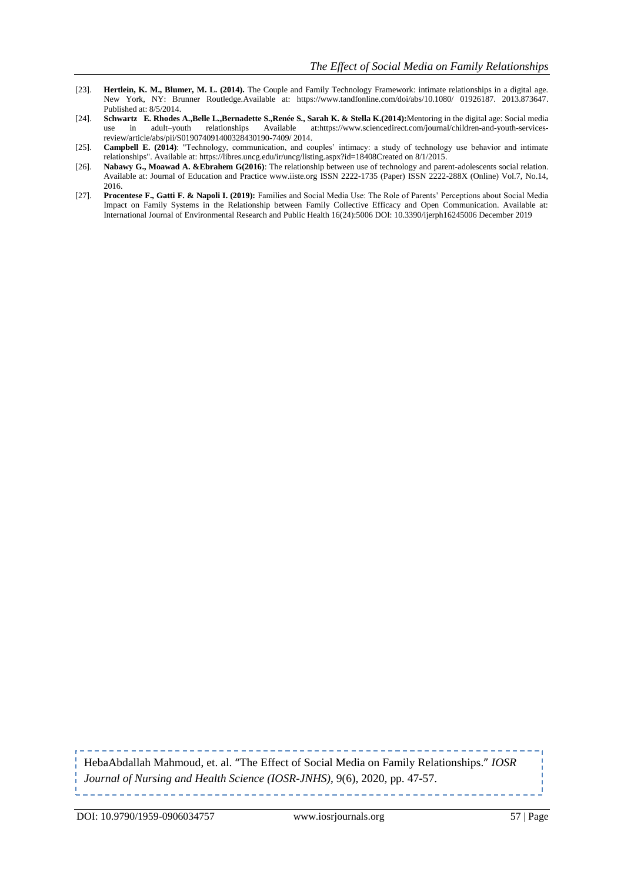[23]. **Hertlein, K. M., Blumer, M. L. (2014).** The Couple and Family Technology Framework: intimate relationships in a digital age. New York, NY: Brunner Routledge.Available at: https://www.tandfonline.com/doi/abs/10.1080/ 01926187. 2013.873647. Published at: 8/5/2014.

[24]. **Schwartz E. Rhodes A.,Belle L.,Bernadette S.,Renée S., Sarah K. & Stella K.(2014):**Mentoring in the digital age: Social media use in adult–youth relationships Available at:https://www.sciencedirect.com/journal/children-and-youth-services-review/article/abs/pii/S019074091400328430190-7409/ 2014.

[25]. **Campbell E. (2014)**: "Technology, communication, and couples' intimacy: a study of technology use behavior and intimate relationships". Available at: https://libres.uncg.edu/ir/uncg/listing.aspx?id=18408Created on 8/1/2015.

[26]. **Nabawy G., Moawad A. &Ebrahem G(2016)**: The relationship between use of technology and parent-adolescents social relation. Available at: Journal of Education and Practice www.iiste.org ISSN 2222-1735 (Paper) ISSN 2222-288X (Online) Vol.7, No.14, 2016.

[27]. **Procentese F., Gatti F. & Napoli I. (2019):** Families and Social Media Use: The Role of Parents' Perceptions about Social Media Impact on Family Systems in the Relationship between Family Collective Efficacy and Open Communication. Available at: International Journal of Environmental Research and Public Health 16(24):5006 DOI: 10.3390/ijerph16245006 December 2019

HebaAbdallah Mahmoud, et. al. "The Effect of Social Media on Family Relationships." *IOSR Journal of Nursing and Health Science (IOSR-JNHS)*, 9(6), 2020, pp. 47-57.